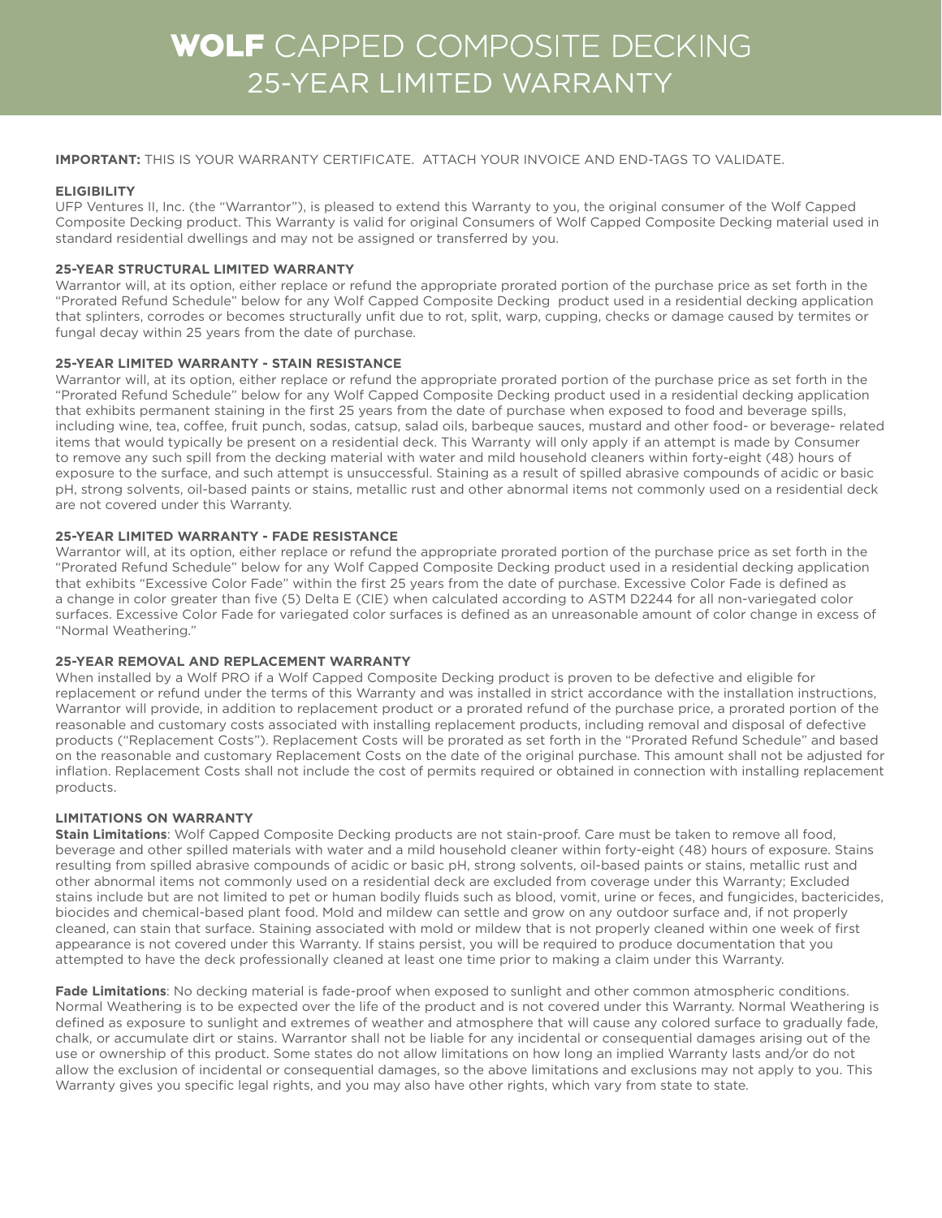# WOLF CAPPED COMPOSITE DECKING 25-YEAR LIMITED WARRANTY

**IMPORTANT:** THIS IS YOUR WARRANTY CERTIFICATE. ATTACH YOUR INVOICE AND END-TAGS TO VALIDATE.

**ELIGIBILITY**

UFP Ventures II, Inc. (the "Warrantor"), is pleased to extend this Warranty to you, the original consumer of the Wolf Capped Composite Decking product. This Warranty is valid for original Consumers of Wolf Capped Composite Decking material used in standard residential dwellings and may not be assigned or transferred by you.

**25-YEAR STRUCTURAL LIMITED WARRANTY**

Warrantor will, at its option, either replace or refund the appropriate prorated portion of the purchase price as set forth in the "Prorated Refund Schedule" below for any Wolf Capped Composite Decking product used in a residential decking application that splinters, corrodes or becomes structurally unfit due to rot, split, warp, cupping, checks or damage caused by termites or fungal decay within 25 years from the date of purchase.

**25-YEAR LIMITED WARRANTY - STAIN RESISTANCE**

Warrantor will, at its option, either replace or refund the appropriate prorated portion of the purchase price as set forth in the "Prorated Refund Schedule" below for any Wolf Capped Composite Decking product used in a residential decking application that exhibits permanent staining in the first 25 years from the date of purchase when exposed to food and beverage spills, including wine, tea, coffee, fruit punch, sodas, catsup, salad oils, barbeque sauces, mustard and other food- or beverage- related items that would typically be present on a residential deck. This Warranty will only apply if an attempt is made by Consumer to remove any such spill from the decking material with water and mild household cleaners within forty-eight (48) hours of exposure to the surface, and such attempt is unsuccessful. Staining as a result of spilled abrasive compounds of acidic or basic pH, strong solvents, oil-based paints or stains, metallic rust and other abnormal items not commonly used on a residential deck are not covered under this Warranty.

**25-YEAR LIMITED WARRANTY - FADE RESISTANCE**

Warrantor will, at its option, either replace or refund the appropriate prorated portion of the purchase price as set forth in the "Prorated Refund Schedule" below for any Wolf Capped Composite Decking product used in a residential decking application that exhibits "Excessive Color Fade" within the first 25 years from the date of purchase. Excessive Color Fade is defined as a change in color greater than five (5) Delta E (CIE) when calculated according to ASTM D2244 for all non-variegated color surfaces. Excessive Color Fade for variegated color surfaces is defined as an unreasonable amount of color change in excess of "Normal Weathering."

**25-YEAR REMOVAL AND REPLACEMENT WARRANTY**

When installed by a Wolf PRO if a Wolf Capped Composite Decking product is proven to be defective and eligible for replacement or refund under the terms of this Warranty and was installed in strict accordance with the installation instructions, Warrantor will provide, in addition to replacement product or a prorated refund of the purchase price, a prorated portion of the reasonable and customary costs associated with installing replacement products, including removal and disposal of defective products ("Replacement Costs"). Replacement Costs will be prorated as set forth in the "Prorated Refund Schedule" and based on the reasonable and customary Replacement Costs on the date of the original purchase. This amount shall not be adjusted for inflation. Replacement Costs shall not include the cost of permits required or obtained in connection with installing replacement products.

**LIMITATIONS ON WARRANTY**

**Stain Limitations**: Wolf Capped Composite Decking products are not stain-proof. Care must be taken to remove all food, beverage and other spilled materials with water and a mild household cleaner within forty-eight (48) hours of exposure. Stains resulting from spilled abrasive compounds of acidic or basic pH, strong solvents, oil-based paints or stains, metallic rust and other abnormal items not commonly used on a residential deck are excluded from coverage under this Warranty; Excluded stains include but are not limited to pet or human bodily fluids such as blood, vomit, urine or feces, and fungicides, bactericides, biocides and chemical-based plant food. Mold and mildew can settle and grow on any outdoor surface and, if not properly cleaned, can stain that surface. Staining associated with mold or mildew that is not properly cleaned within one week of first appearance is not covered under this Warranty. If stains persist, you will be required to produce documentation that you attempted to have the deck professionally cleaned at least one time prior to making a claim under this Warranty.

**Fade Limitations**: No decking material is fade-proof when exposed to sunlight and other common atmospheric conditions. Normal Weathering is to be expected over the life of the product and is not covered under this Warranty. Normal Weathering is defined as exposure to sunlight and extremes of weather and atmosphere that will cause any colored surface to gradually fade, chalk, or accumulate dirt or stains. Warrantor shall not be liable for any incidental or consequential damages arising out of the use or ownership of this product. Some states do not allow limitations on how long an implied Warranty lasts and/or do not allow the exclusion of incidental or consequential damages, so the above limitations and exclusions may not apply to you. This Warranty gives you specific legal rights, and you may also have other rights, which vary from state to state.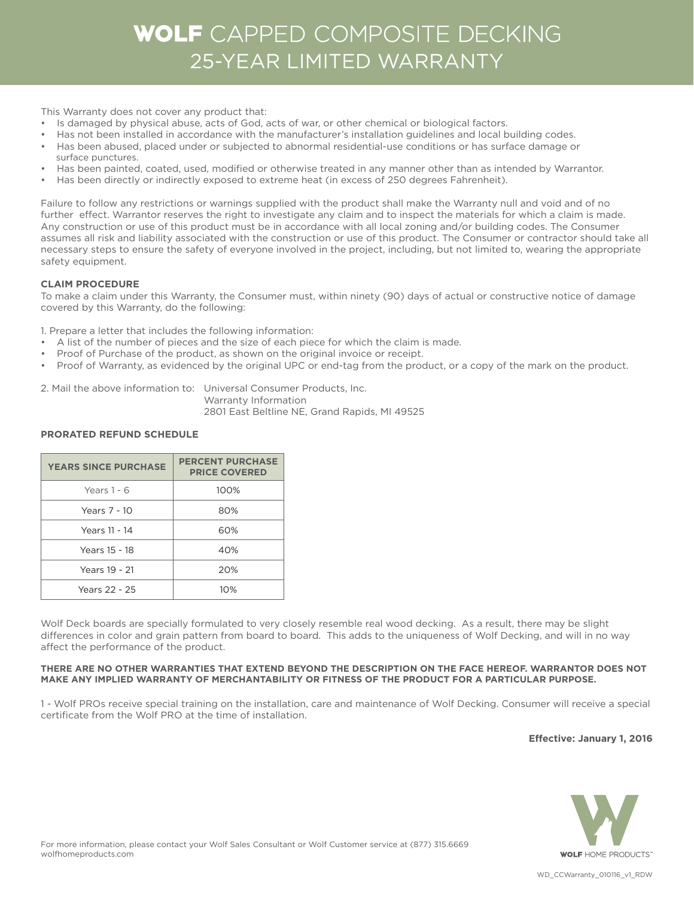# **WOLF** CAPPED COMPOSITE DECKING
# 25-YEAR LIMITED WARRANTY

This Warranty does not cover any product that:

- Is damaged by physical abuse, acts of God, acts of war, or other chemical or biological factors.
- Has not been installed in accordance with the manufacturer's installation guidelines and local building codes.
- Has been abused, placed under or subjected to abnormal residential-use conditions or has surface damage or surface punctures.
- Has been painted, coated, used, modified or otherwise treated in any manner other than as intended by Warrantor.
- Has been directly or indirectly exposed to extreme heat (in excess of 250 degrees Fahrenheit).

Failure to follow any restrictions or warnings supplied with the product shall make the Warranty null and void and of no further effect. Warrantor reserves the right to investigate any claim and to inspect the materials for which a claim is made. Any construction or use of this product must be in accordance with all local zoning and/or building codes. The Consumer assumes all risk and liability associated with the construction or use of this product. The Consumer or contractor should take all necessary steps to ensure the safety of everyone involved in the project, including, but not limited to, wearing the appropriate safety equipment.

**CLAIM PROCEDURE**

To make a claim under this Warranty, the Consumer must, within ninety (90) days of actual or constructive notice of damage covered by this Warranty, do the following:

1. Prepare a letter that includes the following information:
- A list of the number of pieces and the size of each piece for which the claim is made.
- Proof of Purchase of the product, as shown on the original invoice or receipt.
- Proof of Warranty, as evidenced by the original UPC or end-tag from the product, or a copy of the mark on the product.

2. Mail the above information to: Universal Consumer Products, Inc.
Warranty Information
2801 East Beltline NE, Grand Rapids, MI 49525

**PRORATED REFUND SCHEDULE**

| YEARS SINCE PURCHASE | PERCENT PURCHASE PRICE COVERED |
|---|---|
| Years 1 - 6 | 100% |
| Years 7 - 10 | 80% |
| Years 11 - 14 | 60% |
| Years 15 - 18 | 40% |
| Years 19 - 21 | 20% |
| Years 22 - 25 | 10% |

Wolf Deck boards are specially formulated to very closely resemble real wood decking. As a result, there may be slight differences in color and grain pattern from board to board. This adds to the uniqueness of Wolf Decking, and will in no way affect the performance of the product.

**THERE ARE NO OTHER WARRANTIES THAT EXTEND BEYOND THE DESCRIPTION ON THE FACE HEREOF. WARRANTOR DOES NOT MAKE ANY IMPLIED WARRANTY OF MERCHANTABILITY OR FITNESS OF THE PRODUCT FOR A PARTICULAR PURPOSE.**

1 - Wolf PROs receive special training on the installation, care and maintenance of Wolf Decking. Consumer will receive a special certificate from the Wolf PRO at the time of installation.

**Effective: January 1, 2016**

For more information, please contact your Wolf Sales Consultant or Wolf Customer service at (877) 315.6669
wolfhomeproducts.com

**WOLF** HOME PRODUCTS™

WD_CCWarranty_010116_v1_RDW